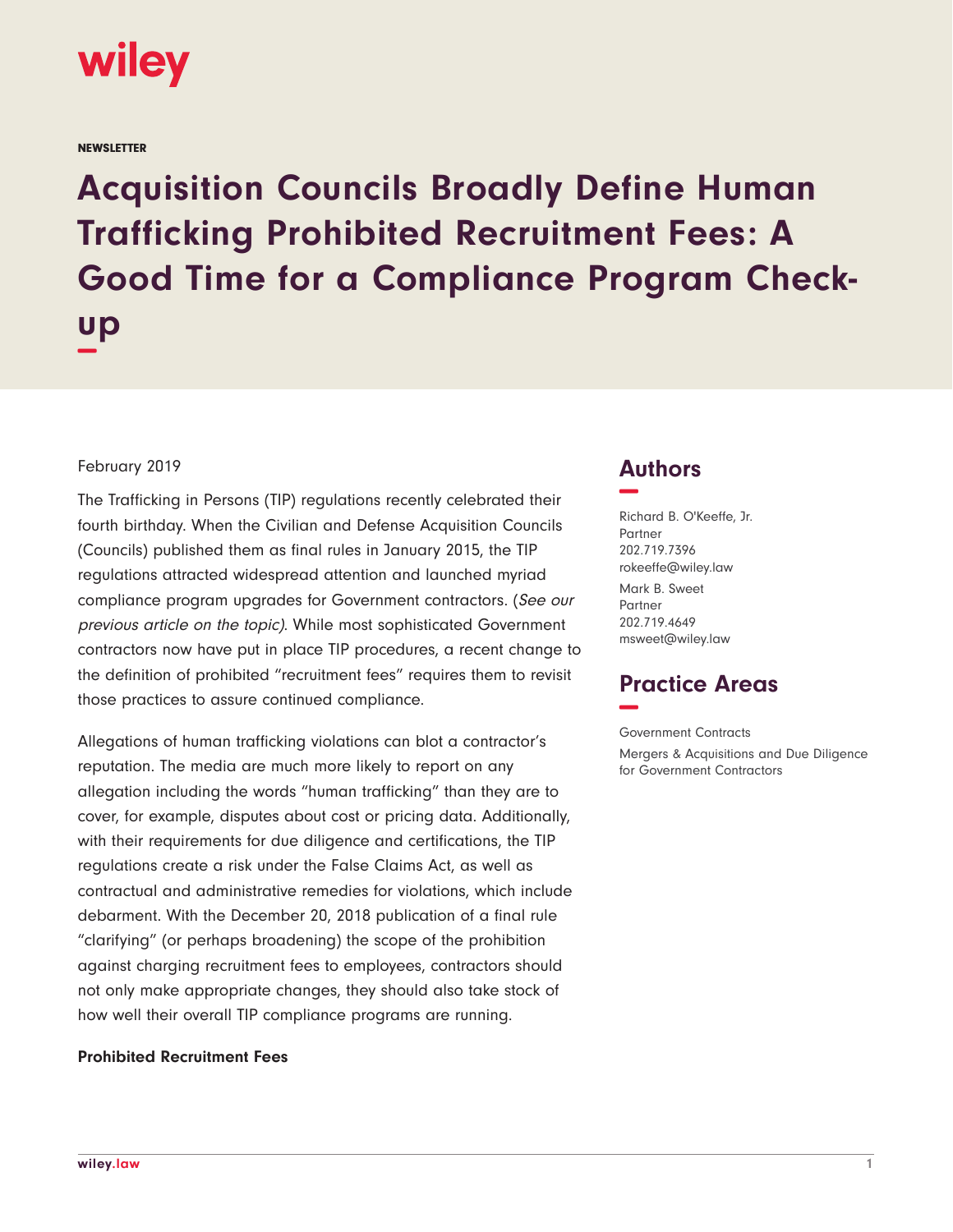wiley

NEWSLETTER

# Acquisition Councils Broadly Define Human Trafficking Prohibited Recruitment Fees: A Good Time for a Compliance Program Check-up

February 2019

The Trafficking in Persons (TIP) regulations recently celebrated their fourth birthday. When the Civilian and Defense Acquisition Councils (Councils) published them as final rules in January 2015, the TIP regulations attracted widespread attention and launched myriad compliance program upgrades for Government contractors. (*See our previous article on the topic*). While most sophisticated Government contractors now have put in place TIP procedures, a recent change to the definition of prohibited "recruitment fees" requires them to revisit those practices to assure continued compliance.

Allegations of human trafficking violations can blot a contractor's reputation. The media are much more likely to report on any allegation including the words "human trafficking" than they are to cover, for example, disputes about cost or pricing data. Additionally, with their requirements for due diligence and certifications, the TIP regulations create a risk under the False Claims Act, as well as contractual and administrative remedies for violations, which include debarment. With the December 20, 2018 publication of a final rule "clarifying" (or perhaps broadening) the scope of the prohibition against charging recruitment fees to employees, contractors should not only make appropriate changes, they should also take stock of how well their overall TIP compliance programs are running.

**Prohibited Recruitment Fees**

## Authors

Richard B. O'Keeffe, Jr.
Partner
202.719.7396
rokeeffe@wiley.law

Mark B. Sweet
Partner
202.719.4649
msweet@wiley.law

## Practice Areas

Government Contracts

Mergers & Acquisitions and Due Diligence for Government Contractors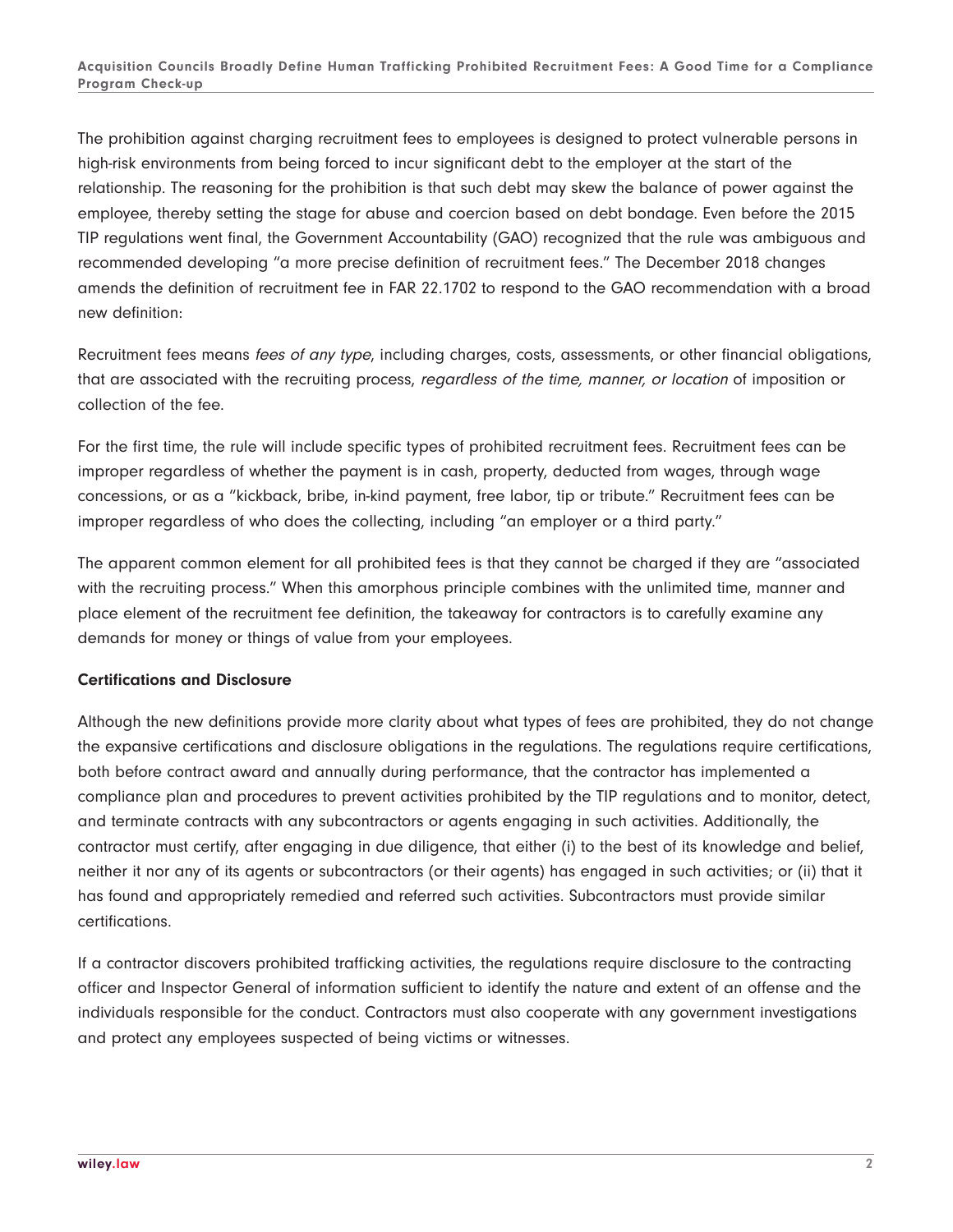The prohibition against charging recruitment fees to employees is designed to protect vulnerable persons in high-risk environments from being forced to incur significant debt to the employer at the start of the relationship. The reasoning for the prohibition is that such debt may skew the balance of power against the employee, thereby setting the stage for abuse and coercion based on debt bondage. Even before the 2015 TIP regulations went final, the Government Accountability (GAO) recognized that the rule was ambiguous and recommended developing "a more precise definition of recruitment fees." The December 2018 changes amends the definition of recruitment fee in FAR 22.1702 to respond to the GAO recommendation with a broad new definition:

Recruitment fees means *fees of any type*, including charges, costs, assessments, or other financial obligations, that are associated with the recruiting process, *regardless of the time, manner, or location* of imposition or collection of the fee.

For the first time, the rule will include specific types of prohibited recruitment fees. Recruitment fees can be improper regardless of whether the payment is in cash, property, deducted from wages, through wage concessions, or as a "kickback, bribe, in-kind payment, free labor, tip or tribute." Recruitment fees can be improper regardless of who does the collecting, including "an employer or a third party."

The apparent common element for all prohibited fees is that they cannot be charged if they are "associated with the recruiting process." When this amorphous principle combines with the unlimited time, manner and place element of the recruitment fee definition, the takeaway for contractors is to carefully examine any demands for money or things of value from your employees.

**Certifications and Disclosure**

Although the new definitions provide more clarity about what types of fees are prohibited, they do not change the expansive certifications and disclosure obligations in the regulations. The regulations require certifications, both before contract award and annually during performance, that the contractor has implemented a compliance plan and procedures to prevent activities prohibited by the TIP regulations and to monitor, detect, and terminate contracts with any subcontractors or agents engaging in such activities. Additionally, the contractor must certify, after engaging in due diligence, that either (i) to the best of its knowledge and belief, neither it nor any of its agents or subcontractors (or their agents) has engaged in such activities; or (ii) that it has found and appropriately remedied and referred such activities. Subcontractors must provide similar certifications.

If a contractor discovers prohibited trafficking activities, the regulations require disclosure to the contracting officer and Inspector General of information sufficient to identify the nature and extent of an offense and the individuals responsible for the conduct. Contractors must also cooperate with any government investigations and protect any employees suspected of being victims or witnesses.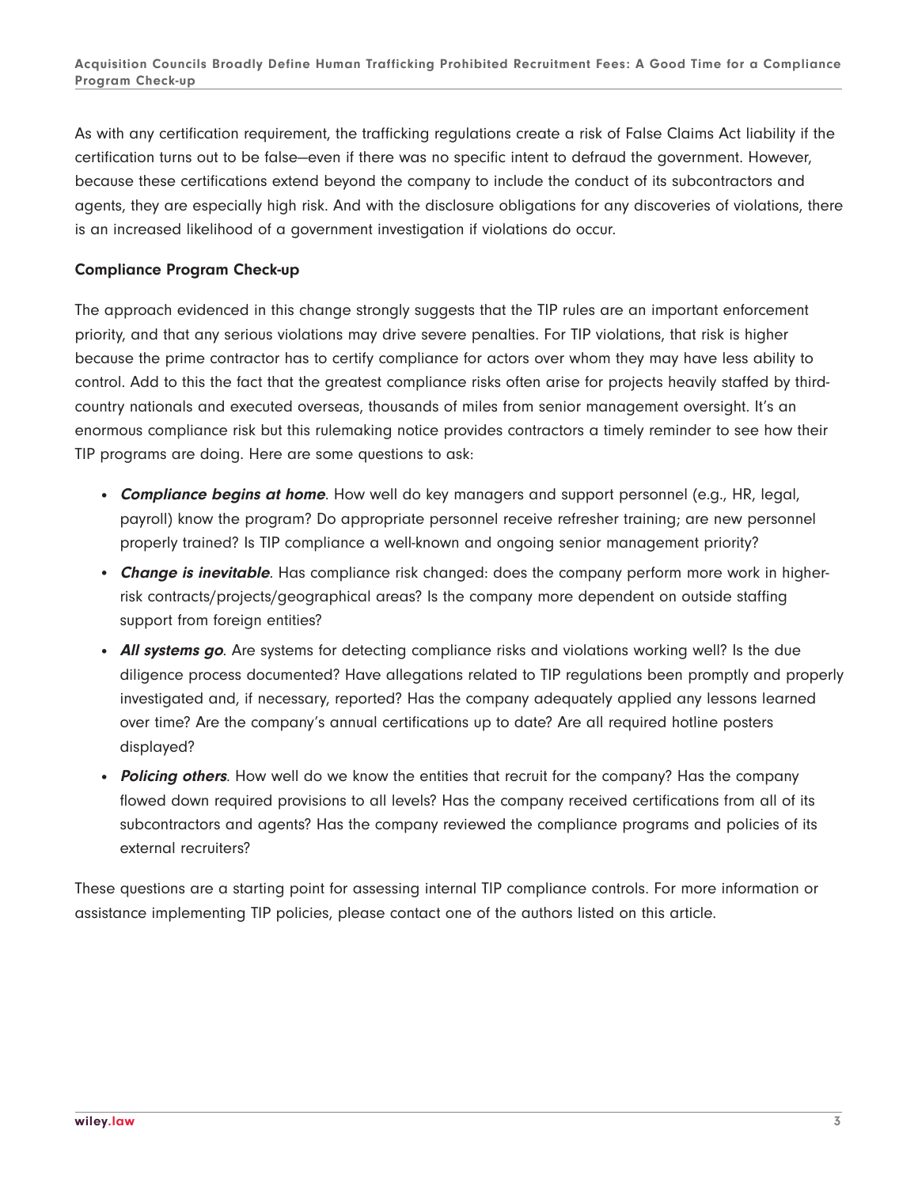As with any certification requirement, the trafficking regulations create a risk of False Claims Act liability if the certification turns out to be false—even if there was no specific intent to defraud the government. However, because these certifications extend beyond the company to include the conduct of its subcontractors and agents, they are especially high risk. And with the disclosure obligations for any discoveries of violations, there is an increased likelihood of a government investigation if violations do occur.

**Compliance Program Check-up**

The approach evidenced in this change strongly suggests that the TIP rules are an important enforcement priority, and that any serious violations may drive severe penalties. For TIP violations, that risk is higher because the prime contractor has to certify compliance for actors over whom they may have less ability to control. Add to this the fact that the greatest compliance risks often arise for projects heavily staffed by third-country nationals and executed overseas, thousands of miles from senior management oversight. It's an enormous compliance risk but this rulemaking notice provides contractors a timely reminder to see how their TIP programs are doing. Here are some questions to ask:

- ***Compliance begins at home***. How well do key managers and support personnel (e.g., HR, legal, payroll) know the program? Do appropriate personnel receive refresher training; are new personnel properly trained? Is TIP compliance a well-known and ongoing senior management priority?
- ***Change is inevitable***. Has compliance risk changed: does the company perform more work in higher-risk contracts/projects/geographical areas? Is the company more dependent on outside staffing support from foreign entities?
- ***All systems go***. Are systems for detecting compliance risks and violations working well? Is the due diligence process documented? Have allegations related to TIP regulations been promptly and properly investigated and, if necessary, reported? Has the company adequately applied any lessons learned over time? Are the company's annual certifications up to date? Are all required hotline posters displayed?
- ***Policing others***. How well do we know the entities that recruit for the company? Has the company flowed down required provisions to all levels? Has the company received certifications from all of its subcontractors and agents? Has the company reviewed the compliance programs and policies of its external recruiters?

These questions are a starting point for assessing internal TIP compliance controls. For more information or assistance implementing TIP policies, please contact one of the authors listed on this article.